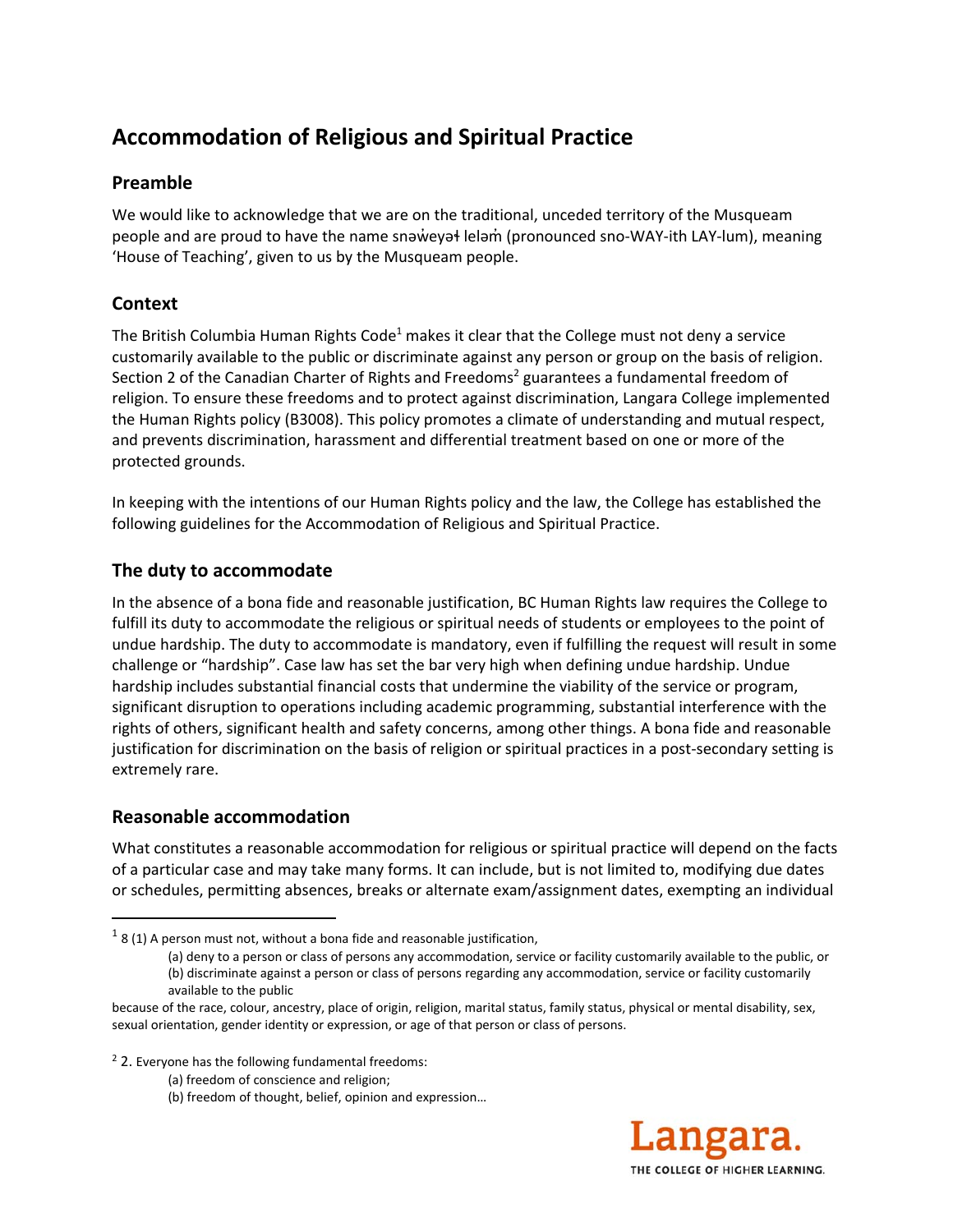# Accommodation of Religious and Spiritual Practice

## Preamble

We would like to acknowledge that we are on the traditional, unceded territory of the Musqueam people and are proud to have the name snəw̓eyəɬ leləm̓ (pronounced sno-WAY-ith LAY-lum), meaning 'House of Teaching', given to us by the Musqueam people.

## Context

The British Columbia Human Rights Code[1] makes it clear that the College must not deny a service customarily available to the public or discriminate against any person or group on the basis of religion. Section 2 of the Canadian Charter of Rights and Freedoms[2] guarantees a fundamental freedom of religion. To ensure these freedoms and to protect against discrimination, Langara College implemented the Human Rights policy (B3008). This policy promotes a climate of understanding and mutual respect, and prevents discrimination, harassment and differential treatment based on one or more of the protected grounds.

In keeping with the intentions of our Human Rights policy and the law, the College has established the following guidelines for the Accommodation of Religious and Spiritual Practice.

## The duty to accommodate

In the absence of a bona fide and reasonable justification, BC Human Rights law requires the College to fulfill its duty to accommodate the religious or spiritual needs of students or employees to the point of undue hardship. The duty to accommodate is mandatory, even if fulfilling the request will result in some challenge or "hardship". Case law has set the bar very high when defining undue hardship. Undue hardship includes substantial financial costs that undermine the viability of the service or program, significant disruption to operations including academic programming, substantial interference with the rights of others, significant health and safety concerns, among other things. A bona fide and reasonable justification for discrimination on the basis of religion or spiritual practices in a post-secondary setting is extremely rare.

## Reasonable accommodation

What constitutes a reasonable accommodation for religious or spiritual practice will depend on the facts of a particular case and may take many forms. It can include, but is not limited to, modifying due dates or schedules, permitting absences, breaks or alternate exam/assignment dates, exempting an individual

---

[1] 8 (1) A person must not, without a bona fide and reasonable justification,

(a) deny to a person or class of persons any accommodation, service or facility customarily available to the public, or

(b) discriminate against a person or class of persons regarding any accommodation, service or facility customarily available to the public

because of the race, colour, ancestry, place of origin, religion, marital status, family status, physical or mental disability, sex, sexual orientation, gender identity or expression, or age of that person or class of persons.

[2] 2. Everyone has the following fundamental freedoms:

(a) freedom of conscience and religion;

(b) freedom of thought, belief, opinion and expression…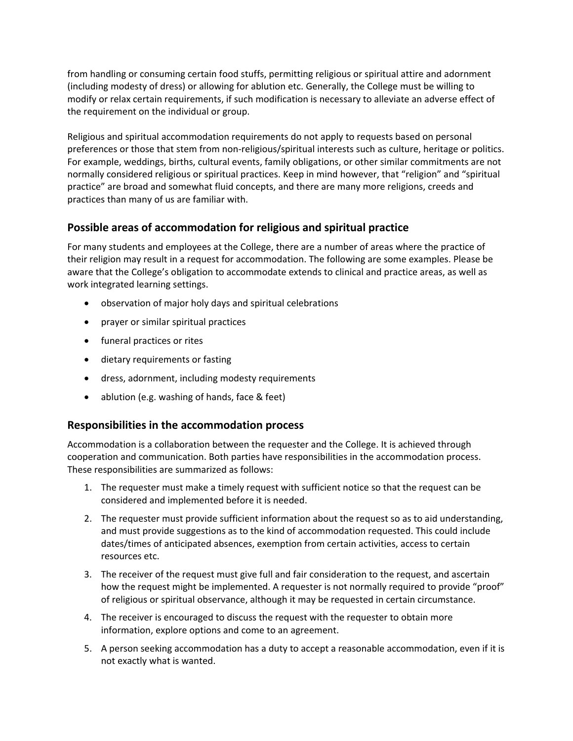from handling or consuming certain food stuffs, permitting religious or spiritual attire and adornment (including modesty of dress) or allowing for ablution etc. Generally, the College must be willing to modify or relax certain requirements, if such modification is necessary to alleviate an adverse effect of the requirement on the individual or group.

Religious and spiritual accommodation requirements do not apply to requests based on personal preferences or those that stem from non-religious/spiritual interests such as culture, heritage or politics. For example, weddings, births, cultural events, family obligations, or other similar commitments are not normally considered religious or spiritual practices. Keep in mind however, that "religion" and "spiritual practice" are broad and somewhat fluid concepts, and there are many more religions, creeds and practices than many of us are familiar with.

## Possible areas of accommodation for religious and spiritual practice

For many students and employees at the College, there are a number of areas where the practice of their religion may result in a request for accommodation. The following are some examples. Please be aware that the College's obligation to accommodate extends to clinical and practice areas, as well as work integrated learning settings.

- observation of major holy days and spiritual celebrations
- prayer or similar spiritual practices
- funeral practices or rites
- dietary requirements or fasting
- dress, adornment, including modesty requirements
- ablution (e.g. washing of hands, face & feet)

## Responsibilities in the accommodation process

Accommodation is a collaboration between the requester and the College. It is achieved through cooperation and communication. Both parties have responsibilities in the accommodation process. These responsibilities are summarized as follows:

1. The requester must make a timely request with sufficient notice so that the request can be considered and implemented before it is needed.
2. The requester must provide sufficient information about the request so as to aid understanding, and must provide suggestions as to the kind of accommodation requested. This could include dates/times of anticipated absences, exemption from certain activities, access to certain resources etc.
3. The receiver of the request must give full and fair consideration to the request, and ascertain how the request might be implemented. A requester is not normally required to provide "proof" of religious or spiritual observance, although it may be requested in certain circumstance.
4. The receiver is encouraged to discuss the request with the requester to obtain more information, explore options and come to an agreement.
5. A person seeking accommodation has a duty to accept a reasonable accommodation, even if it is not exactly what is wanted.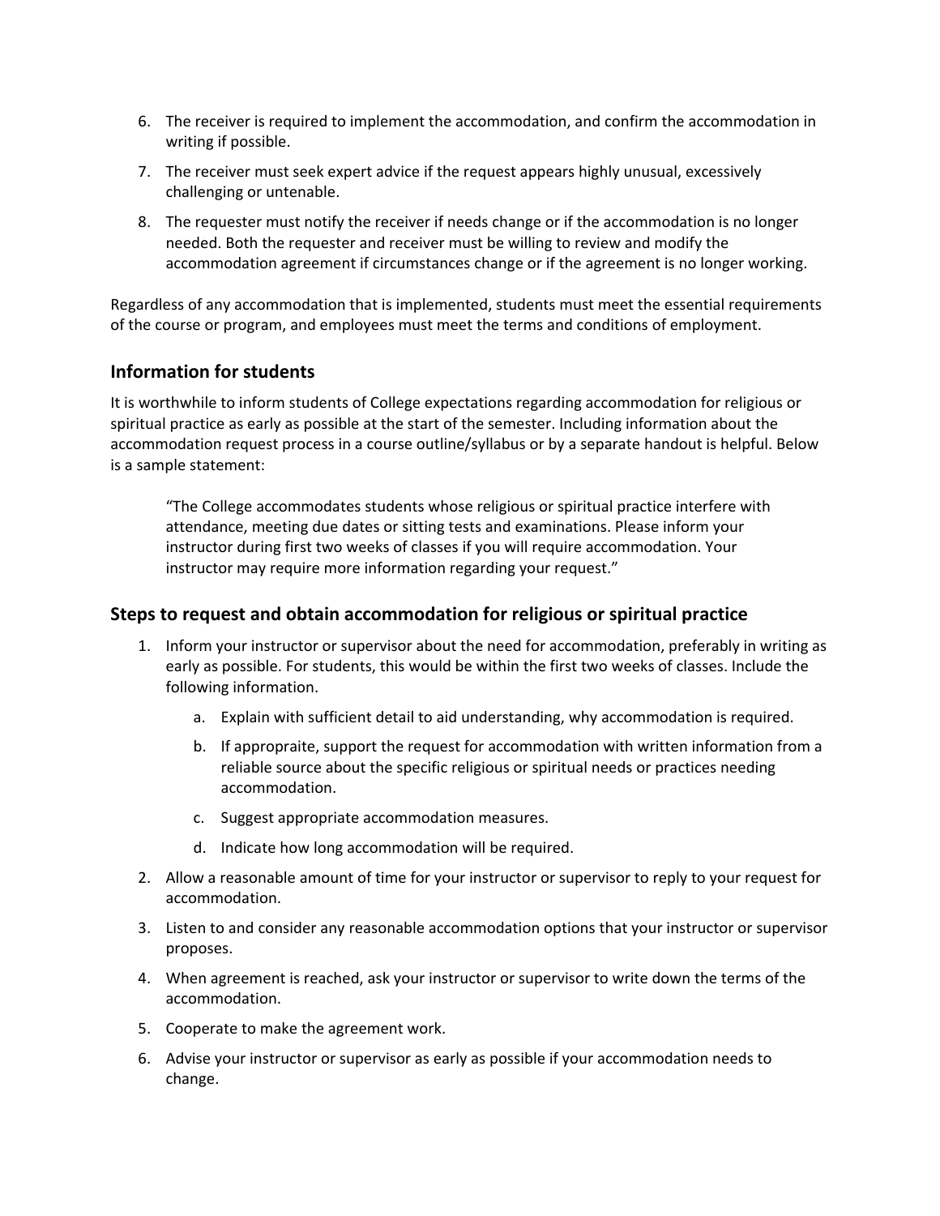6. The receiver is required to implement the accommodation, and confirm the accommodation in writing if possible.
7. The receiver must seek expert advice if the request appears highly unusual, excessively challenging or untenable.
8. The requester must notify the receiver if needs change or if the accommodation is no longer needed. Both the requester and receiver must be willing to review and modify the accommodation agreement if circumstances change or if the agreement is no longer working.

Regardless of any accommodation that is implemented, students must meet the essential requirements of the course or program, and employees must meet the terms and conditions of employment.

## Information for students

It is worthwhile to inform students of College expectations regarding accommodation for religious or spiritual practice as early as possible at the start of the semester. Including information about the accommodation request process in a course outline/syllabus or by a separate handout is helpful. Below is a sample statement:

> "The College accommodates students whose religious or spiritual practice interfere with attendance, meeting due dates or sitting tests and examinations. Please inform your instructor during first two weeks of classes if you will require accommodation. Your instructor may require more information regarding your request."

## Steps to request and obtain accommodation for religious or spiritual practice

1. Inform your instructor or supervisor about the need for accommodation, preferably in writing as early as possible. For students, this would be within the first two weeks of classes. Include the following information.
   a. Explain with sufficient detail to aid understanding, why accommodation is required.
   b. If appropraite, support the request for accommodation with written information from a reliable source about the specific religious or spiritual needs or practices needing accommodation.
   c. Suggest appropriate accommodation measures.
   d. Indicate how long accommodation will be required.
2. Allow a reasonable amount of time for your instructor or supervisor to reply to your request for accommodation.
3. Listen to and consider any reasonable accommodation options that your instructor or supervisor proposes.
4. When agreement is reached, ask your instructor or supervisor to write down the terms of the accommodation.
5. Cooperate to make the agreement work.
6. Advise your instructor or supervisor as early as possible if your accommodation needs to change.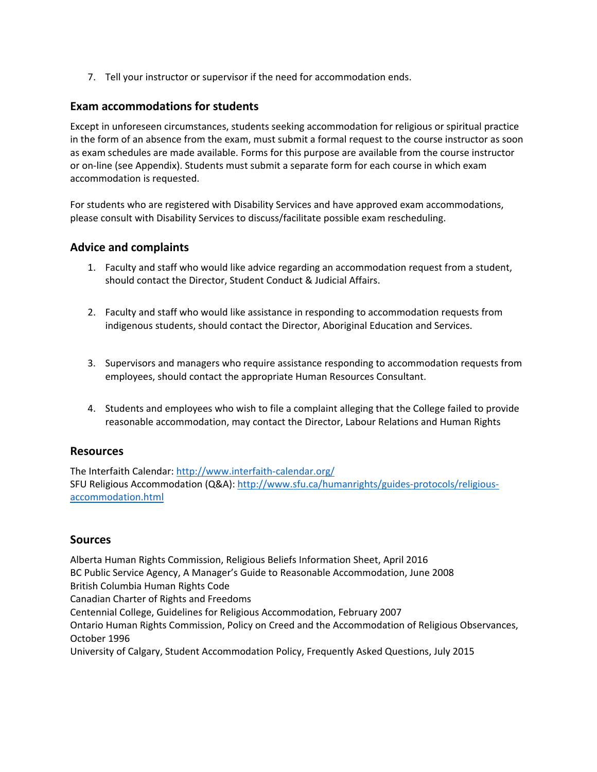7. Tell your instructor or supervisor if the need for accommodation ends.

### Exam accommodations for students

Except in unforeseen circumstances, students seeking accommodation for religious or spiritual practice in the form of an absence from the exam, must submit a formal request to the course instructor as soon as exam schedules are made available. Forms for this purpose are available from the course instructor or on-line (see Appendix). Students must submit a separate form for each course in which exam accommodation is requested.

For students who are registered with Disability Services and have approved exam accommodations, please consult with Disability Services to discuss/facilitate possible exam rescheduling.

### Advice and complaints

1. Faculty and staff who would like advice regarding an accommodation request from a student, should contact the Director, Student Conduct & Judicial Affairs.

2. Faculty and staff who would like assistance in responding to accommodation requests from indigenous students, should contact the Director, Aboriginal Education and Services.

3. Supervisors and managers who require assistance responding to accommodation requests from employees, should contact the appropriate Human Resources Consultant.

4. Students and employees who wish to file a complaint alleging that the College failed to provide reasonable accommodation, may contact the Director, Labour Relations and Human Rights

### Resources

The Interfaith Calendar: [http://www.interfaith-calendar.org/](http://www.interfaith-calendar.org/)
SFU Religious Accommodation (Q&A): [http://www.sfu.ca/humanrights/guides-protocols/religious-accommodation.html](http://www.sfu.ca/humanrights/guides-protocols/religious-accommodation.html)

### Sources

Alberta Human Rights Commission, Religious Beliefs Information Sheet, April 2016
BC Public Service Agency, A Manager's Guide to Reasonable Accommodation, June 2008
British Columbia Human Rights Code
Canadian Charter of Rights and Freedoms
Centennial College, Guidelines for Religious Accommodation, February 2007
Ontario Human Rights Commission, Policy on Creed and the Accommodation of Religious Observances, October 1996
University of Calgary, Student Accommodation Policy, Frequently Asked Questions, July 2015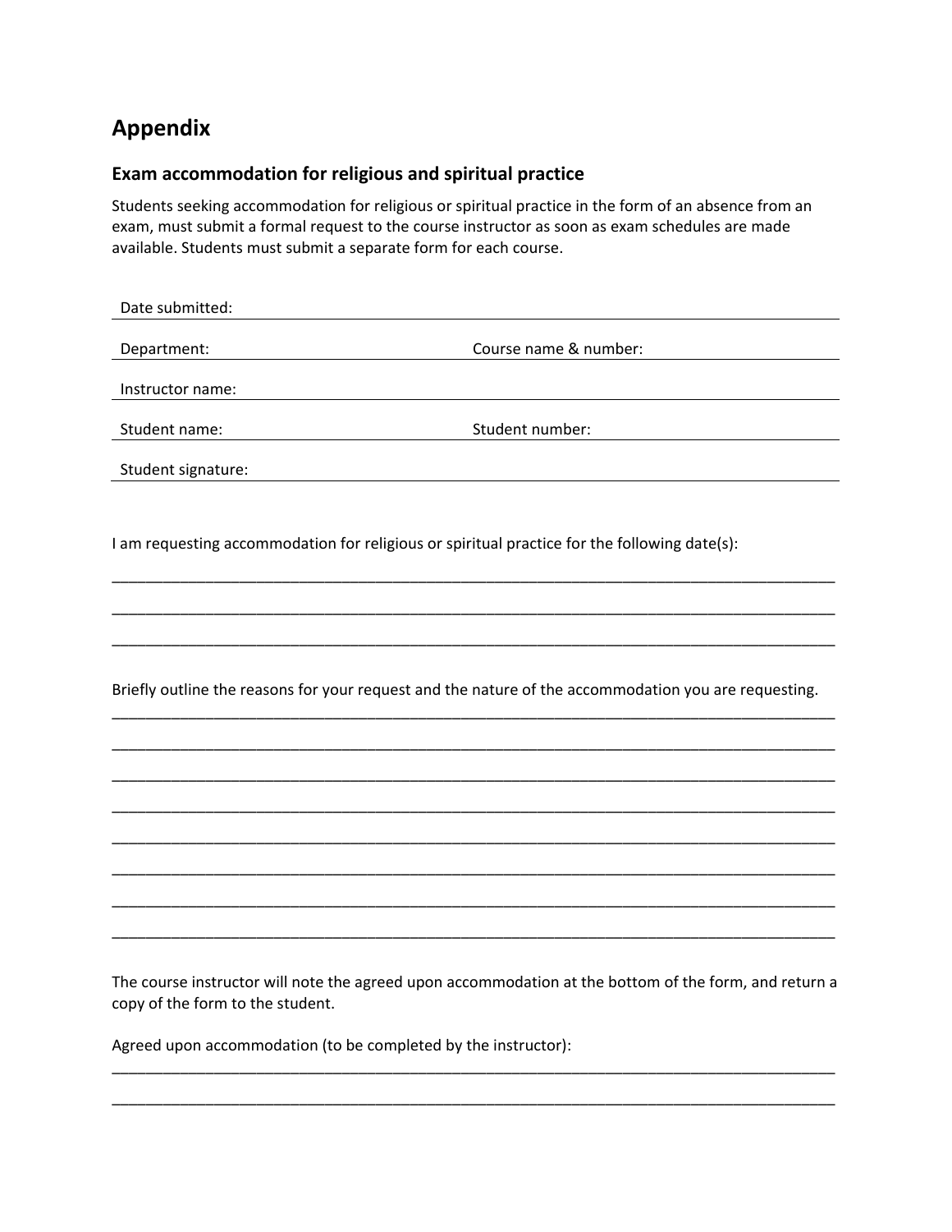# Appendix

## Exam accommodation for religious and spiritual practice

Students seeking accommodation for religious or spiritual practice in the form of an absence from an exam, must submit a formal request to the course instructor as soon as exam schedules are made available. Students must submit a separate form for each course.

Date submitted: ______________________________________________

Department: ______________________ Course name & number: ______________________

Instructor name: ______________________________________________

Student name: ______________________ Student number: ______________________

Student signature: ______________________________________________

I am requesting accommodation for religious or spiritual practice for the following date(s):

_____________________________________________________________________________________

_____________________________________________________________________________________

_____________________________________________________________________________________

Briefly outline the reasons for your request and the nature of the accommodation you are requesting.

_____________________________________________________________________________________

_____________________________________________________________________________________

_____________________________________________________________________________________

_____________________________________________________________________________________

_____________________________________________________________________________________

_____________________________________________________________________________________

_____________________________________________________________________________________

_____________________________________________________________________________________

The course instructor will note the agreed upon accommodation at the bottom of the form, and return a copy of the form to the student.

Agreed upon accommodation (to be completed by the instructor):

_____________________________________________________________________________________

_____________________________________________________________________________________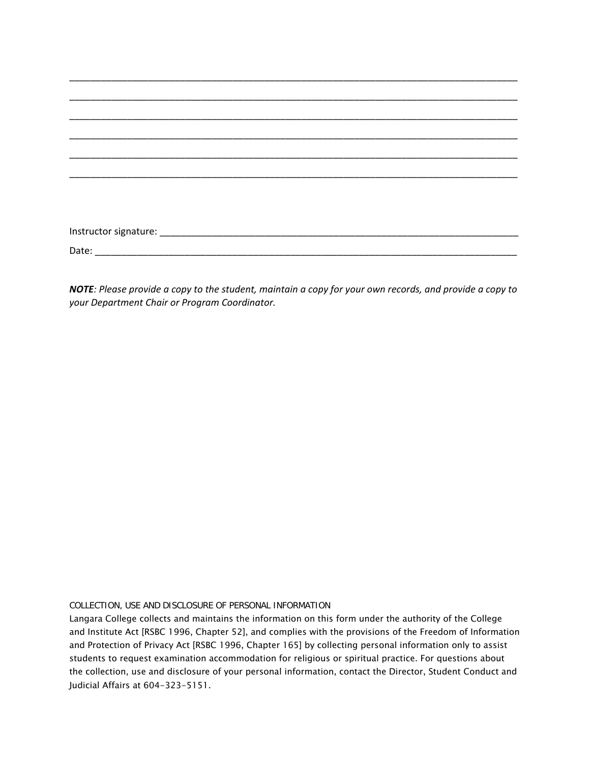\_\_\_\_\_\_\_\_\_\_\_\_\_\_\_\_\_\_\_\_\_\_\_\_\_\_\_\_\_\_\_\_\_\_\_\_\_\_\_\_\_\_\_\_\_\_\_\_\_\_\_\_\_\_\_\_\_\_\_\_\_\_\_\_\_\_\_\_\_\_\_\_\_\_\_\_\_\_\_\_\_\_\_\_\_\_\_\_

\_\_\_\_\_\_\_\_\_\_\_\_\_\_\_\_\_\_\_\_\_\_\_\_\_\_\_\_\_\_\_\_\_\_\_\_\_\_\_\_\_\_\_\_\_\_\_\_\_\_\_\_\_\_\_\_\_\_\_\_\_\_\_\_\_\_\_\_\_\_\_\_\_\_\_\_\_\_\_\_\_\_\_\_\_\_\_\_

\_\_\_\_\_\_\_\_\_\_\_\_\_\_\_\_\_\_\_\_\_\_\_\_\_\_\_\_\_\_\_\_\_\_\_\_\_\_\_\_\_\_\_\_\_\_\_\_\_\_\_\_\_\_\_\_\_\_\_\_\_\_\_\_\_\_\_\_\_\_\_\_\_\_\_\_\_\_\_\_\_\_\_\_\_\_\_\_

\_\_\_\_\_\_\_\_\_\_\_\_\_\_\_\_\_\_\_\_\_\_\_\_\_\_\_\_\_\_\_\_\_\_\_\_\_\_\_\_\_\_\_\_\_\_\_\_\_\_\_\_\_\_\_\_\_\_\_\_\_\_\_\_\_\_\_\_\_\_\_\_\_\_\_\_\_\_\_\_\_\_\_\_\_\_\_\_

\_\_\_\_\_\_\_\_\_\_\_\_\_\_\_\_\_\_\_\_\_\_\_\_\_\_\_\_\_\_\_\_\_\_\_\_\_\_\_\_\_\_\_\_\_\_\_\_\_\_\_\_\_\_\_\_\_\_\_\_\_\_\_\_\_\_\_\_\_\_\_\_\_\_\_\_\_\_\_\_\_\_\_\_\_\_\_\_

\_\_\_\_\_\_\_\_\_\_\_\_\_\_\_\_\_\_\_\_\_\_\_\_\_\_\_\_\_\_\_\_\_\_\_\_\_\_\_\_\_\_\_\_\_\_\_\_\_\_\_\_\_\_\_\_\_\_\_\_\_\_\_\_\_\_\_\_\_\_\_\_\_\_\_\_\_\_\_\_\_\_\_\_\_\_\_\_

Instructor signature: \_\_\_\_\_\_\_\_\_\_\_\_\_\_\_\_\_\_\_\_\_\_\_\_\_\_\_\_\_\_\_\_\_\_\_\_\_\_\_\_\_\_\_\_\_\_\_\_\_\_\_\_\_\_\_\_\_\_\_\_\_\_\_\_\_\_\_\_

Date: \_\_\_\_\_\_\_\_\_\_\_\_\_\_\_\_\_\_\_\_\_\_\_\_\_\_\_\_\_\_\_\_\_\_\_\_\_\_\_\_\_\_\_\_\_\_\_\_\_\_\_\_\_\_\_\_\_\_\_\_\_\_\_\_\_\_\_\_\_\_\_\_\_\_\_\_\_\_\_\_\_

***NOTE****: Please provide a copy to the student, maintain a copy for your own records, and provide a copy to your Department Chair or Program Coordinator.*

COLLECTION, USE AND DISCLOSURE OF PERSONAL INFORMATION

Langara College collects and maintains the information on this form under the authority of the College and Institute Act [RSBC 1996, Chapter 52], and complies with the provisions of the Freedom of Information and Protection of Privacy Act [RSBC 1996, Chapter 165] by collecting personal information only to assist students to request examination accommodation for religious or spiritual practice. For questions about the collection, use and disclosure of your personal information, contact the Director, Student Conduct and Judicial Affairs at 604-323-5151.